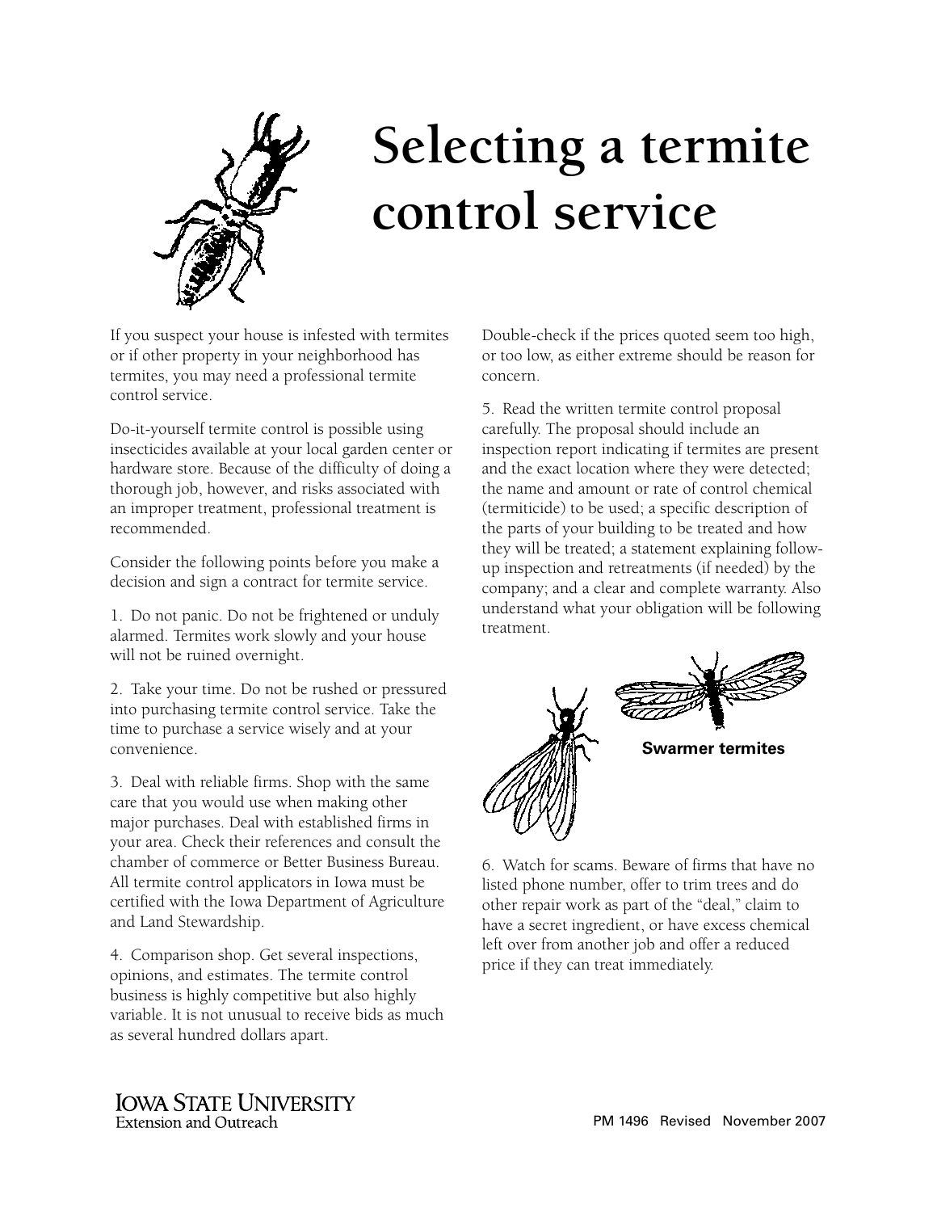# Selecting a termite control service

If you suspect your house is infested with termites or if other property in your neighborhood has termites, you may need a professional termite control service.

Do-it-yourself termite control is possible using insecticides available at your local garden center or hardware store. Because of the difficulty of doing a thorough job, however, and risks associated with an improper treatment, professional treatment is recommended.

Consider the following points before you make a decision and sign a contract for termite service.

1. Do not panic. Do not be frightened or unduly alarmed. Termites work slowly and your house will not be ruined overnight.

2. Take your time. Do not be rushed or pressured into purchasing termite control service. Take the time to purchase a service wisely and at your convenience.

3. Deal with reliable firms. Shop with the same care that you would use when making other major purchases. Deal with established firms in your area. Check their references and consult the chamber of commerce or Better Business Bureau. All termite control applicators in Iowa must be certified with the Iowa Department of Agriculture and Land Stewardship.

4. Comparison shop. Get several inspections, opinions, and estimates. The termite control business is highly competitive but also highly variable. It is not unusual to receive bids as much as several hundred dollars apart. Double-check if the prices quoted seem too high, or too low, as either extreme should be reason for concern.

5. Read the written termite control proposal carefully. The proposal should include an inspection report indicating if termites are present and the exact location where they were detected; the name and amount or rate of control chemical (termiticide) to be used; a specific description of the parts of your building to be treated and how they will be treated; a statement explaining follow-up inspection and retreatments (if needed) by the company; and a clear and complete warranty. Also understand what your obligation will be following treatment.

**Swarmer termites**

6. Watch for scams. Beware of firms that have no listed phone number, offer to trim trees and do other repair work as part of the "deal," claim to have a secret ingredient, or have excess chemical left over from another job and offer a reduced price if they can treat immediately.

Iowa State University Extension and Outreach

PM 1496 Revised November 2007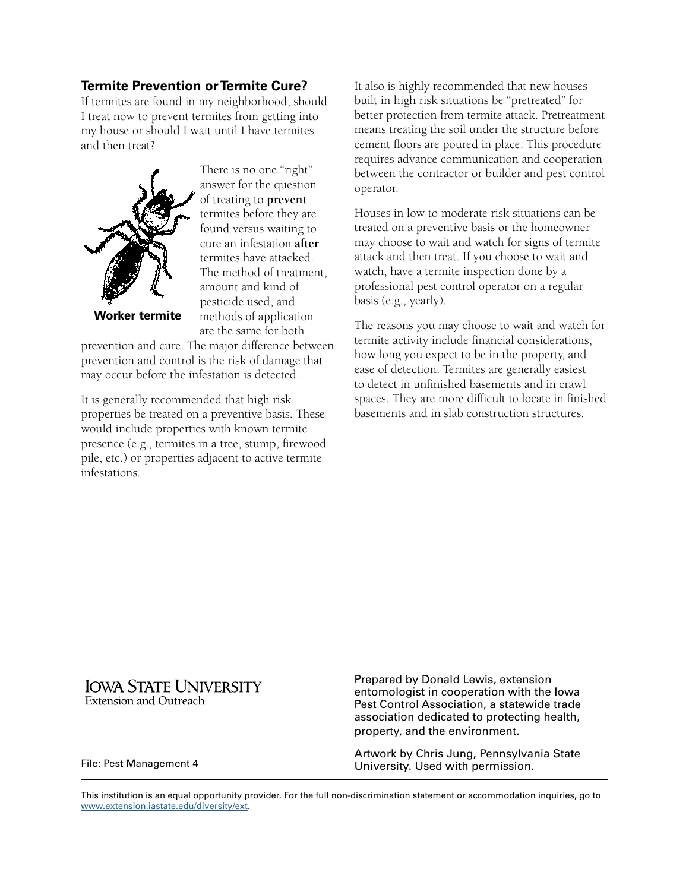## Termite Prevention or Termite Cure?

If termites are found in my neighborhood, should I treat now to prevent termites from getting into my house or should I wait until I have termites and then treat?

**Worker termite**

There is no one "right" answer for the question of treating to **prevent** termites before they are found versus waiting to cure an infestation **after** termites have attacked. The method of treatment, amount and kind of pesticide used, and methods of application are the same for both prevention and cure. The major difference between prevention and control is the risk of damage that may occur before the infestation is detected.

It is generally recommended that high risk properties be treated on a preventive basis. These would include properties with known termite presence (e.g., termites in a tree, stump, firewood pile, etc.) or properties adjacent to active termite infestations.

It also is highly recommended that new houses built in high risk situations be "pretreated" for better protection from termite attack. Pretreatment means treating the soil under the structure before cement floors are poured in place. This procedure requires advance communication and cooperation between the contractor or builder and pest control operator.

Houses in low to moderate risk situations can be treated on a preventive basis or the homeowner may choose to wait and watch for signs of termite attack and then treat. If you choose to wait and watch, have a termite inspection done by a professional pest control operator on a regular basis (e.g., yearly).

The reasons you may choose to wait and watch for termite activity include financial considerations, how long you expect to be in the property, and ease of detection. Termites are generally easiest to detect in unfinished basements and in crawl spaces. They are more difficult to locate in finished basements and in slab construction structures.

IOWA STATE UNIVERSITY
Extension and Outreach

Prepared by Donald Lewis, extension entomologist in cooperation with the Iowa Pest Control Association, a statewide trade association dedicated to protecting health, property, and the environment.

Artwork by Chris Jung, Pennsylvania State University. Used with permission.

File: Pest Management 4

This institution is an equal opportunity provider. For the full non-discrimination statement or accommodation inquiries, go to www.extension.iastate.edu/diversity/ext.